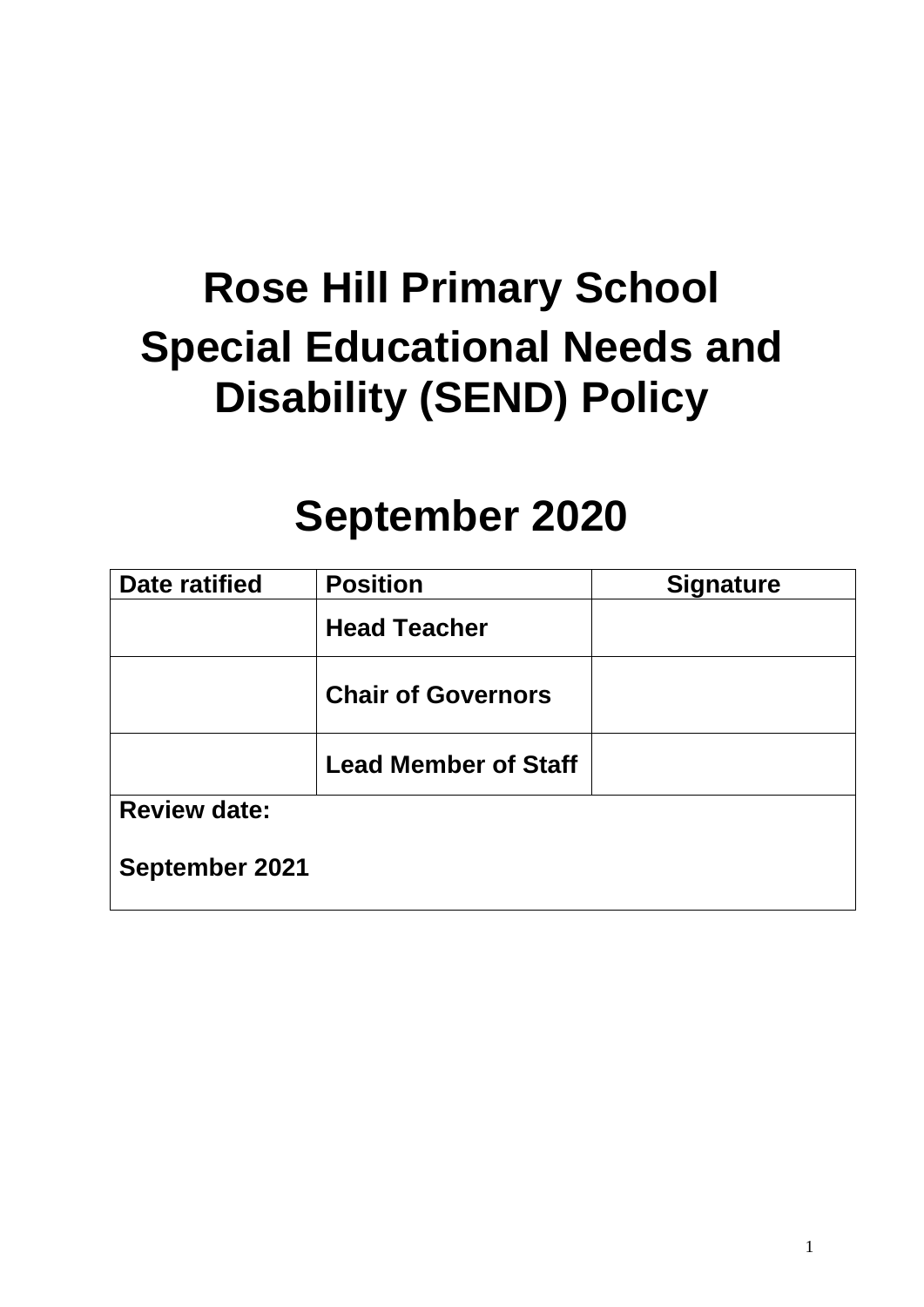# Rose Hill Primary School

# Special Educational Needs and Disability (SEND) Policy

# September 2020

| Date ratified | Position | Signature |
|---|---|---|
| | **Head Teacher** | |
| | **Chair of Governors** | |
| | **Lead Member of Staff** | |
| **Review date:**<br><br>**September 2021** | | |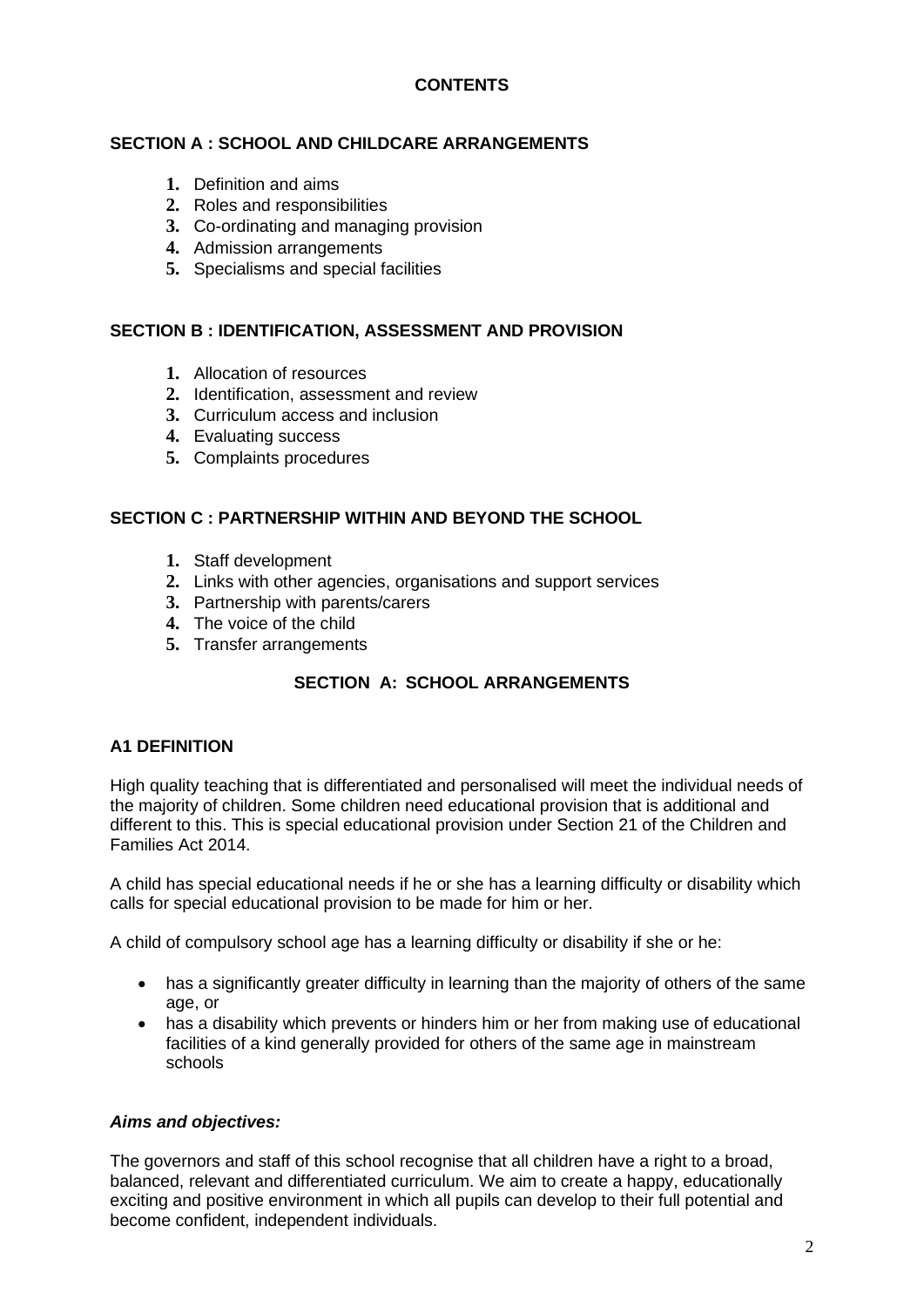## CONTENTS

### SECTION A : SCHOOL AND CHILDCARE ARRANGEMENTS

1. Definition and aims
2. Roles and responsibilities
3. Co-ordinating and managing provision
4. Admission arrangements
5. Specialisms and special facilities

### SECTION B : IDENTIFICATION, ASSESSMENT AND PROVISION

1. Allocation of resources
2. Identification, assessment and review
3. Curriculum access and inclusion
4. Evaluating success
5. Complaints procedures

### SECTION C : PARTNERSHIP WITHIN AND BEYOND THE SCHOOL

1. Staff development
2. Links with other agencies, organisations and support services
3. Partnership with parents/carers
4. The voice of the child
5. Transfer arrangements

## SECTION A: SCHOOL ARRANGEMENTS

### A1 DEFINITION

High quality teaching that is differentiated and personalised will meet the individual needs of the majority of children. Some children need educational provision that is additional and different to this. This is special educational provision under Section 21 of the Children and Families Act 2014.

A child has special educational needs if he or she has a learning difficulty or disability which calls for special educational provision to be made for him or her.

A child of compulsory school age has a learning difficulty or disability if she or he:

- has a significantly greater difficulty in learning than the majority of others of the same age, or
- has a disability which prevents or hinders him or her from making use of educational facilities of a kind generally provided for others of the same age in mainstream schools

#### *Aims and objectives:*

The governors and staff of this school recognise that all children have a right to a broad, balanced, relevant and differentiated curriculum. We aim to create a happy, educationally exciting and positive environment in which all pupils can develop to their full potential and become confident, independent individuals.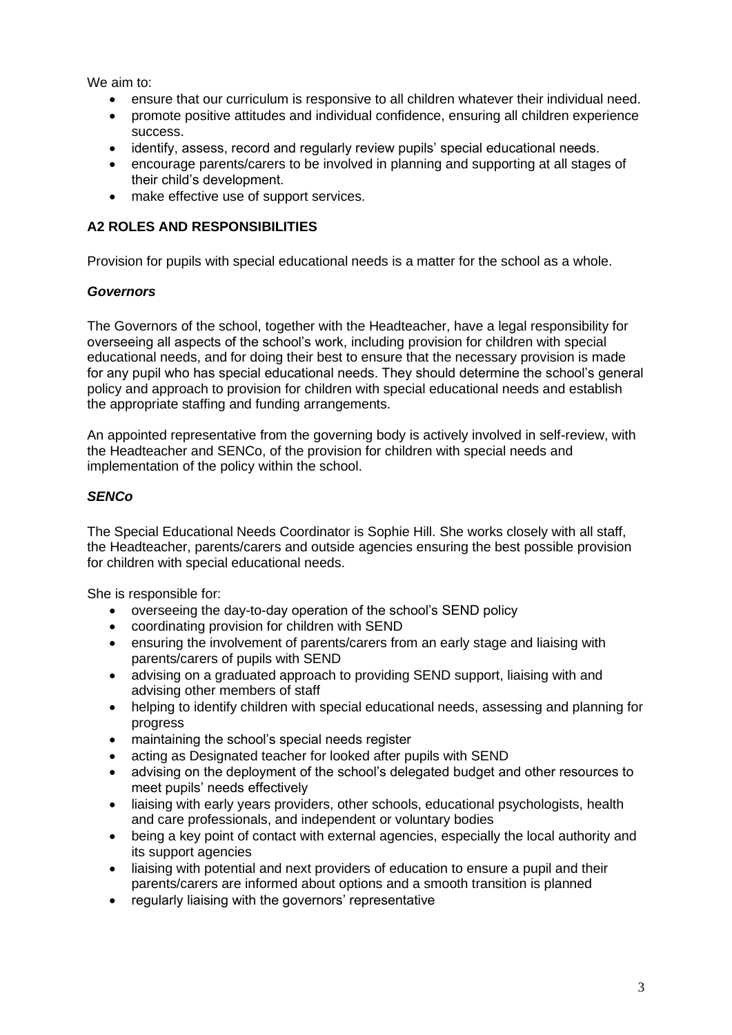We aim to:

- ensure that our curriculum is responsive to all children whatever their individual need.
- promote positive attitudes and individual confidence, ensuring all children experience success.
- identify, assess, record and regularly review pupils' special educational needs.
- encourage parents/carers to be involved in planning and supporting at all stages of their child's development.
- make effective use of support services.

## A2 ROLES AND RESPONSIBILITIES

Provision for pupils with special educational needs is a matter for the school as a whole.

### *Governors*

The Governors of the school, together with the Headteacher, have a legal responsibility for overseeing all aspects of the school's work, including provision for children with special educational needs, and for doing their best to ensure that the necessary provision is made for any pupil who has special educational needs. They should determine the school's general policy and approach to provision for children with special educational needs and establish the appropriate staffing and funding arrangements.

An appointed representative from the governing body is actively involved in self-review, with the Headteacher and SENCo, of the provision for children with special needs and implementation of the policy within the school.

### *SENCo*

The Special Educational Needs Coordinator is Sophie Hill. She works closely with all staff, the Headteacher, parents/carers and outside agencies ensuring the best possible provision for children with special educational needs.

She is responsible for:

- overseeing the day-to-day operation of the school's SEND policy
- coordinating provision for children with SEND
- ensuring the involvement of parents/carers from an early stage and liaising with parents/carers of pupils with SEND
- advising on a graduated approach to providing SEND support, liaising with and advising other members of staff
- helping to identify children with special educational needs, assessing and planning for progress
- maintaining the school's special needs register
- acting as Designated teacher for looked after pupils with SEND
- advising on the deployment of the school's delegated budget and other resources to meet pupils' needs effectively
- liaising with early years providers, other schools, educational psychologists, health and care professionals, and independent or voluntary bodies
- being a key point of contact with external agencies, especially the local authority and its support agencies
- liaising with potential and next providers of education to ensure a pupil and their parents/carers are informed about options and a smooth transition is planned
- regularly liaising with the governors' representative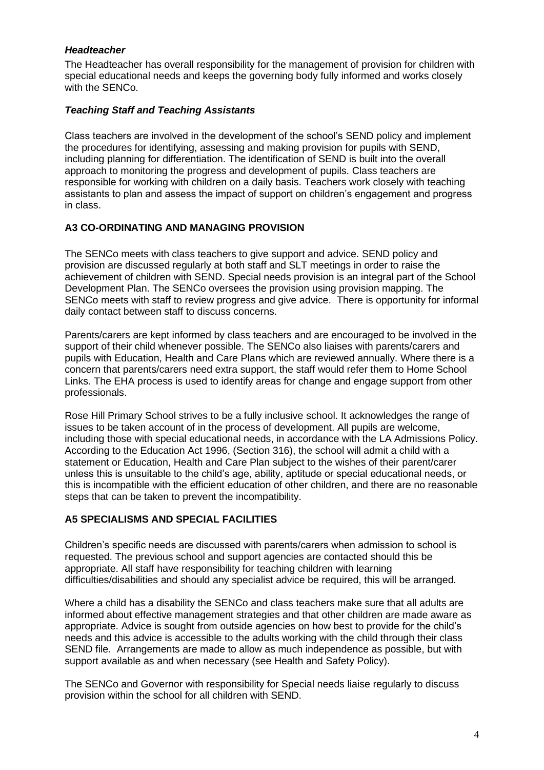***Headteacher***

The Headteacher has overall responsibility for the management of provision for children with special educational needs and keeps the governing body fully informed and works closely with the SENCo.

***Teaching Staff and Teaching Assistants***

Class teachers are involved in the development of the school's SEND policy and implement the procedures for identifying, assessing and making provision for pupils with SEND, including planning for differentiation. The identification of SEND is built into the overall approach to monitoring the progress and development of pupils. Class teachers are responsible for working with children on a daily basis. Teachers work closely with teaching assistants to plan and assess the impact of support on children's engagement and progress in class.

## A3 CO-ORDINATING AND MANAGING PROVISION

The SENCo meets with class teachers to give support and advice. SEND policy and provision are discussed regularly at both staff and SLT meetings in order to raise the achievement of children with SEND. Special needs provision is an integral part of the School Development Plan. The SENCo oversees the provision using provision mapping. The SENCo meets with staff to review progress and give advice. There is opportunity for informal daily contact between staff to discuss concerns.

Parents/carers are kept informed by class teachers and are encouraged to be involved in the support of their child whenever possible. The SENCo also liaises with parents/carers and pupils with Education, Health and Care Plans which are reviewed annually. Where there is a concern that parents/carers need extra support, the staff would refer them to Home School Links. The EHA process is used to identify areas for change and engage support from other professionals.

Rose Hill Primary School strives to be a fully inclusive school. It acknowledges the range of issues to be taken account of in the process of development. All pupils are welcome, including those with special educational needs, in accordance with the LA Admissions Policy. According to the Education Act 1996, (Section 316), the school will admit a child with a statement or Education, Health and Care Plan subject to the wishes of their parent/carer unless this is unsuitable to the child's age, ability, aptitude or special educational needs, or this is incompatible with the efficient education of other children, and there are no reasonable steps that can be taken to prevent the incompatibility.

## A5 SPECIALISMS AND SPECIAL FACILITIES

Children's specific needs are discussed with parents/carers when admission to school is requested. The previous school and support agencies are contacted should this be appropriate. All staff have responsibility for teaching children with learning difficulties/disabilities and should any specialist advice be required, this will be arranged.

Where a child has a disability the SENCo and class teachers make sure that all adults are informed about effective management strategies and that other children are made aware as appropriate. Advice is sought from outside agencies on how best to provide for the child's needs and this advice is accessible to the adults working with the child through their class SEND file. Arrangements are made to allow as much independence as possible, but with support available as and when necessary (see Health and Safety Policy).

The SENCo and Governor with responsibility for Special needs liaise regularly to discuss provision within the school for all children with SEND.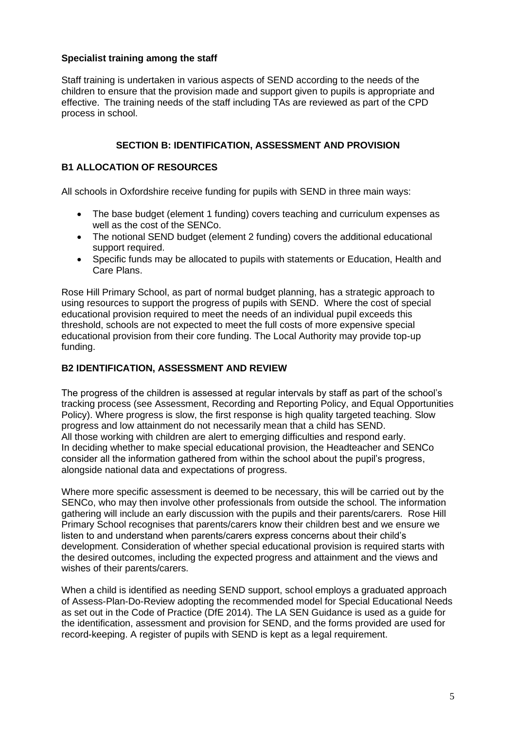**Specialist training among the staff**

Staff training is undertaken in various aspects of SEND according to the needs of the children to ensure that the provision made and support given to pupils is appropriate and effective. The training needs of the staff including TAs are reviewed as part of the CPD process in school.

## SECTION B: IDENTIFICATION, ASSESSMENT AND PROVISION

### B1 ALLOCATION OF RESOURCES

All schools in Oxfordshire receive funding for pupils with SEND in three main ways:

- The base budget (element 1 funding) covers teaching and curriculum expenses as well as the cost of the SENCo.
- The notional SEND budget (element 2 funding) covers the additional educational support required.
- Specific funds may be allocated to pupils with statements or Education, Health and Care Plans.

Rose Hill Primary School, as part of normal budget planning, has a strategic approach to using resources to support the progress of pupils with SEND. Where the cost of special educational provision required to meet the needs of an individual pupil exceeds this threshold, schools are not expected to meet the full costs of more expensive special educational provision from their core funding. The Local Authority may provide top-up funding.

### B2 IDENTIFICATION, ASSESSMENT AND REVIEW

The progress of the children is assessed at regular intervals by staff as part of the school's tracking process (see Assessment, Recording and Reporting Policy, and Equal Opportunities Policy). Where progress is slow, the first response is high quality targeted teaching. Slow progress and low attainment do not necessarily mean that a child has SEND.
All those working with children are alert to emerging difficulties and respond early.
In deciding whether to make special educational provision, the Headteacher and SENCo consider all the information gathered from within the school about the pupil's progress, alongside national data and expectations of progress.

Where more specific assessment is deemed to be necessary, this will be carried out by the SENCo, who may then involve other professionals from outside the school. The information gathering will include an early discussion with the pupils and their parents/carers. Rose Hill Primary School recognises that parents/carers know their children best and we ensure we listen to and understand when parents/carers express concerns about their child's development. Consideration of whether special educational provision is required starts with the desired outcomes, including the expected progress and attainment and the views and wishes of their parents/carers.

When a child is identified as needing SEND support, school employs a graduated approach of Assess-Plan-Do-Review adopting the recommended model for Special Educational Needs as set out in the Code of Practice (DfE 2014). The LA SEN Guidance is used as a guide for the identification, assessment and provision for SEND, and the forms provided are used for record-keeping. A register of pupils with SEND is kept as a legal requirement.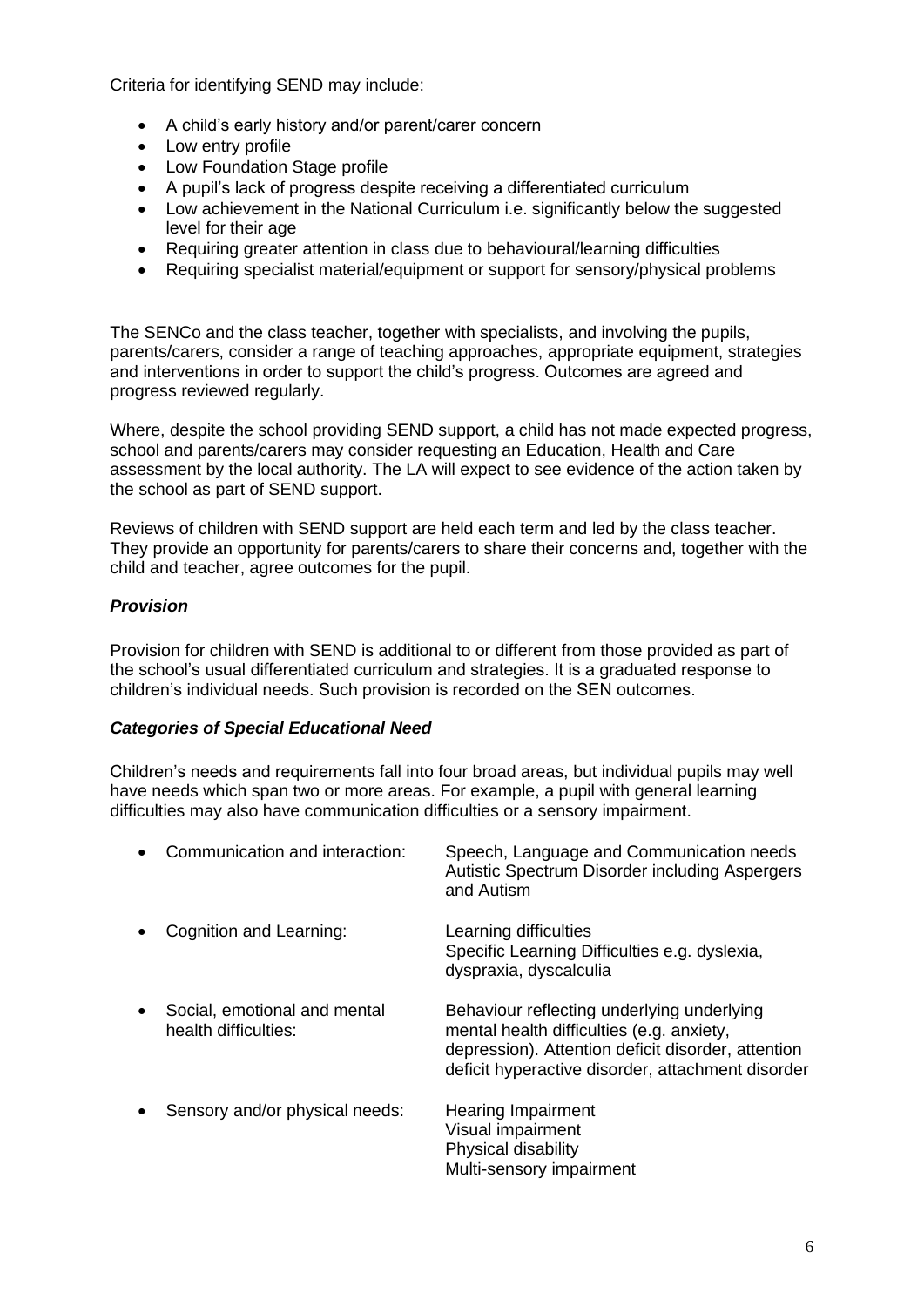Criteria for identifying SEND may include:

- A child's early history and/or parent/carer concern
- Low entry profile
- Low Foundation Stage profile
- A pupil's lack of progress despite receiving a differentiated curriculum
- Low achievement in the National Curriculum i.e. significantly below the suggested level for their age
- Requiring greater attention in class due to behavioural/learning difficulties
- Requiring specialist material/equipment or support for sensory/physical problems

The SENCo and the class teacher, together with specialists, and involving the pupils, parents/carers, consider a range of teaching approaches, appropriate equipment, strategies and interventions in order to support the child's progress. Outcomes are agreed and progress reviewed regularly.

Where, despite the school providing SEND support, a child has not made expected progress, school and parents/carers may consider requesting an Education, Health and Care assessment by the local authority. The LA will expect to see evidence of the action taken by the school as part of SEND support.

Reviews of children with SEND support are held each term and led by the class teacher. They provide an opportunity for parents/carers to share their concerns and, together with the child and teacher, agree outcomes for the pupil.

***Provision***

Provision for children with SEND is additional to or different from those provided as part of the school's usual differentiated curriculum and strategies. It is a graduated response to children's individual needs. Such provision is recorded on the SEN outcomes.

***Categories of Special Educational Need***

Children's needs and requirements fall into four broad areas, but individual pupils may well have needs which span two or more areas. For example, a pupil with general learning difficulties may also have communication difficulties or a sensory impairment.

- Communication and interaction: Speech, Language and Communication needs; Autistic Spectrum Disorder including Aspergers and Autism
- Cognition and Learning: Learning difficulties; Specific Learning Difficulties e.g. dyslexia, dyspraxia, dyscalculia
- Social, emotional and mental health difficulties: Behaviour reflecting underlying underlying mental health difficulties (e.g. anxiety, depression). Attention deficit disorder, attention deficit hyperactive disorder, attachment disorder
- Sensory and/or physical needs: Hearing Impairment; Visual impairment; Physical disability; Multi-sensory impairment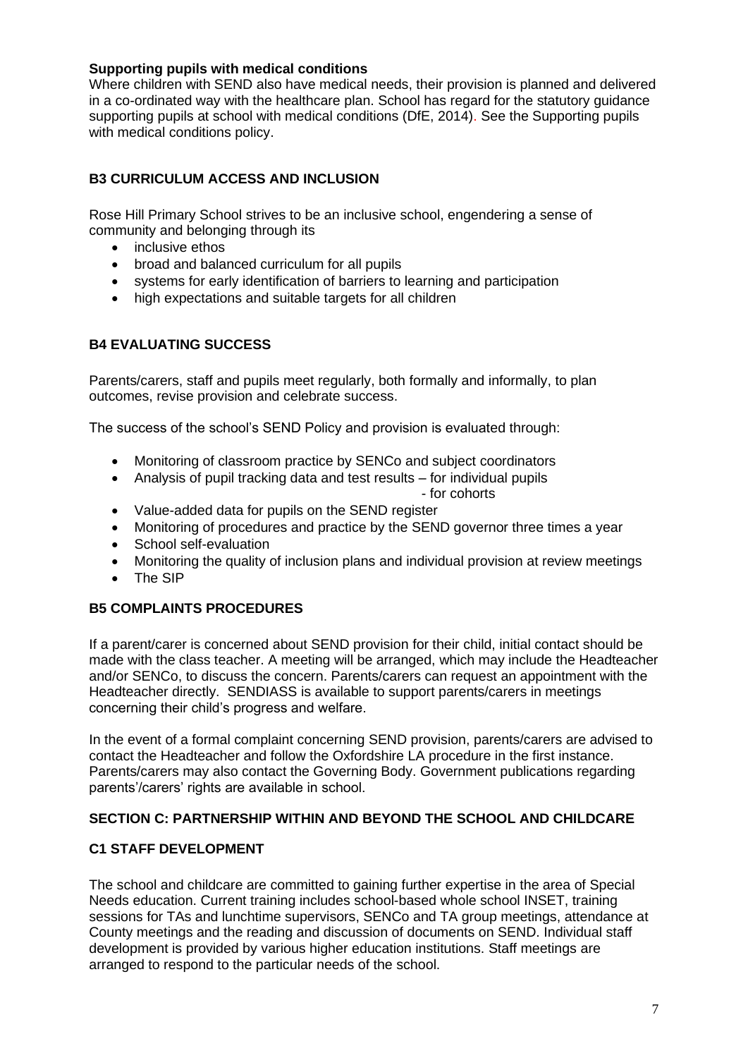**Supporting pupils with medical conditions**

Where children with SEND also have medical needs, their provision is planned and delivered in a co-ordinated way with the healthcare plan. School has regard for the statutory guidance supporting pupils at school with medical conditions (DfE, 2014). See the Supporting pupils with medical conditions policy.

## B3 CURRICULUM ACCESS AND INCLUSION

Rose Hill Primary School strives to be an inclusive school, engendering a sense of community and belonging through its

- inclusive ethos
- broad and balanced curriculum for all pupils
- systems for early identification of barriers to learning and participation
- high expectations and suitable targets for all children

## B4 EVALUATING SUCCESS

Parents/carers, staff and pupils meet regularly, both formally and informally, to plan outcomes, revise provision and celebrate success.

The success of the school's SEND Policy and provision is evaluated through:

- Monitoring of classroom practice by SENCo and subject coordinators
- Analysis of pupil tracking data and test results – for individual pupils
  - for cohorts
- Value-added data for pupils on the SEND register
- Monitoring of procedures and practice by the SEND governor three times a year
- School self-evaluation
- Monitoring the quality of inclusion plans and individual provision at review meetings
- The SIP

## B5 COMPLAINTS PROCEDURES

If a parent/carer is concerned about SEND provision for their child, initial contact should be made with the class teacher. A meeting will be arranged, which may include the Headteacher and/or SENCo, to discuss the concern. Parents/carers can request an appointment with the Headteacher directly. SENDIASS is available to support parents/carers in meetings concerning their child's progress and welfare.

In the event of a formal complaint concerning SEND provision, parents/carers are advised to contact the Headteacher and follow the Oxfordshire LA procedure in the first instance. Parents/carers may also contact the Governing Body. Government publications regarding parents'/carers' rights are available in school.

# SECTION C: PARTNERSHIP WITHIN AND BEYOND THE SCHOOL AND CHILDCARE

## C1 STAFF DEVELOPMENT

The school and childcare are committed to gaining further expertise in the area of Special Needs education. Current training includes school-based whole school INSET, training sessions for TAs and lunchtime supervisors, SENCo and TA group meetings, attendance at County meetings and the reading and discussion of documents on SEND. Individual staff development is provided by various higher education institutions. Staff meetings are arranged to respond to the particular needs of the school.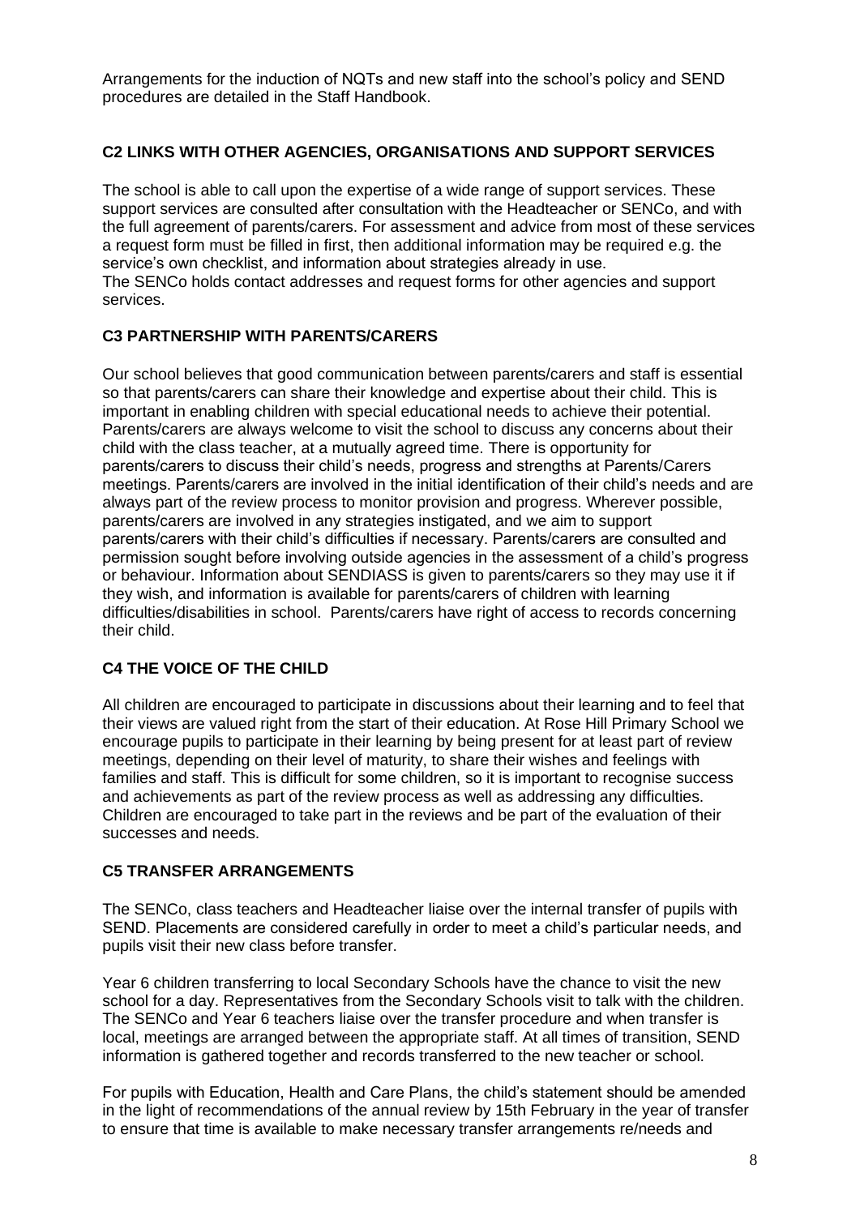Arrangements for the induction of NQTs and new staff into the school's policy and SEND procedures are detailed in the Staff Handbook.

## C2 LINKS WITH OTHER AGENCIES, ORGANISATIONS AND SUPPORT SERVICES

The school is able to call upon the expertise of a wide range of support services. These support services are consulted after consultation with the Headteacher or SENCo, and with the full agreement of parents/carers. For assessment and advice from most of these services a request form must be filled in first, then additional information may be required e.g. the service's own checklist, and information about strategies already in use.
The SENCo holds contact addresses and request forms for other agencies and support services.

## C3 PARTNERSHIP WITH PARENTS/CARERS

Our school believes that good communication between parents/carers and staff is essential so that parents/carers can share their knowledge and expertise about their child. This is important in enabling children with special educational needs to achieve their potential. Parents/carers are always welcome to visit the school to discuss any concerns about their child with the class teacher, at a mutually agreed time. There is opportunity for parents/carers to discuss their child's needs, progress and strengths at Parents/Carers meetings. Parents/carers are involved in the initial identification of their child's needs and are always part of the review process to monitor provision and progress. Wherever possible, parents/carers are involved in any strategies instigated, and we aim to support parents/carers with their child's difficulties if necessary. Parents/carers are consulted and permission sought before involving outside agencies in the assessment of a child's progress or behaviour. Information about SENDIASS is given to parents/carers so they may use it if they wish, and information is available for parents/carers of children with learning difficulties/disabilities in school. Parents/carers have right of access to records concerning their child.

## C4 THE VOICE OF THE CHILD

All children are encouraged to participate in discussions about their learning and to feel that their views are valued right from the start of their education. At Rose Hill Primary School we encourage pupils to participate in their learning by being present for at least part of review meetings, depending on their level of maturity, to share their wishes and feelings with families and staff. This is difficult for some children, so it is important to recognise success and achievements as part of the review process as well as addressing any difficulties. Children are encouraged to take part in the reviews and be part of the evaluation of their successes and needs.

## C5 TRANSFER ARRANGEMENTS

The SENCo, class teachers and Headteacher liaise over the internal transfer of pupils with SEND. Placements are considered carefully in order to meet a child's particular needs, and pupils visit their new class before transfer.

Year 6 children transferring to local Secondary Schools have the chance to visit the new school for a day. Representatives from the Secondary Schools visit to talk with the children. The SENCo and Year 6 teachers liaise over the transfer procedure and when transfer is local, meetings are arranged between the appropriate staff. At all times of transition, SEND information is gathered together and records transferred to the new teacher or school.

For pupils with Education, Health and Care Plans, the child's statement should be amended in the light of recommendations of the annual review by 15th February in the year of transfer to ensure that time is available to make necessary transfer arrangements re/needs and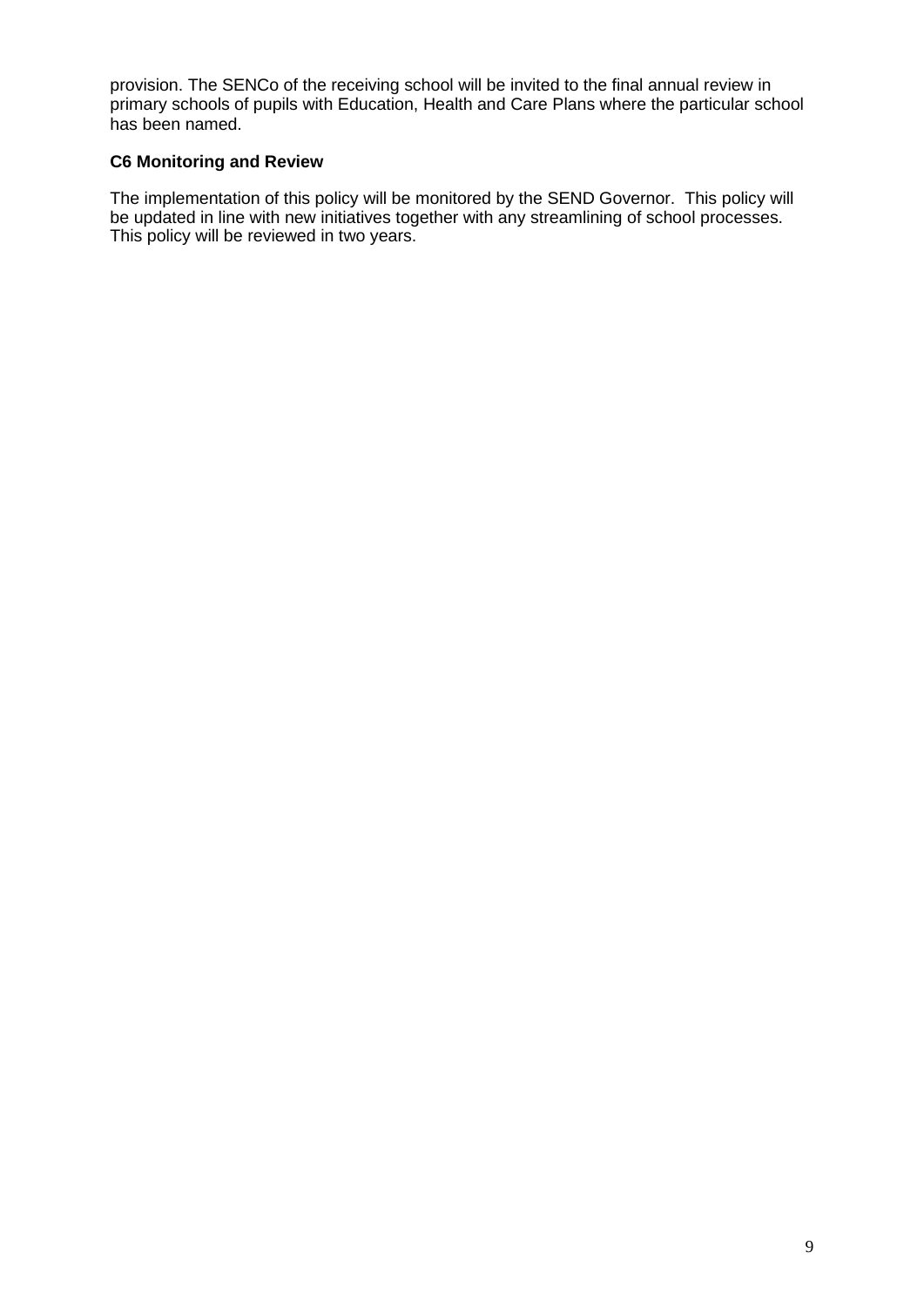provision. The SENCo of the receiving school will be invited to the final annual review in primary schools of pupils with Education, Health and Care Plans where the particular school has been named.

**C6 Monitoring and Review**

The implementation of this policy will be monitored by the SEND Governor. This policy will be updated in line with new initiatives together with any streamlining of school processes. This policy will be reviewed in two years.